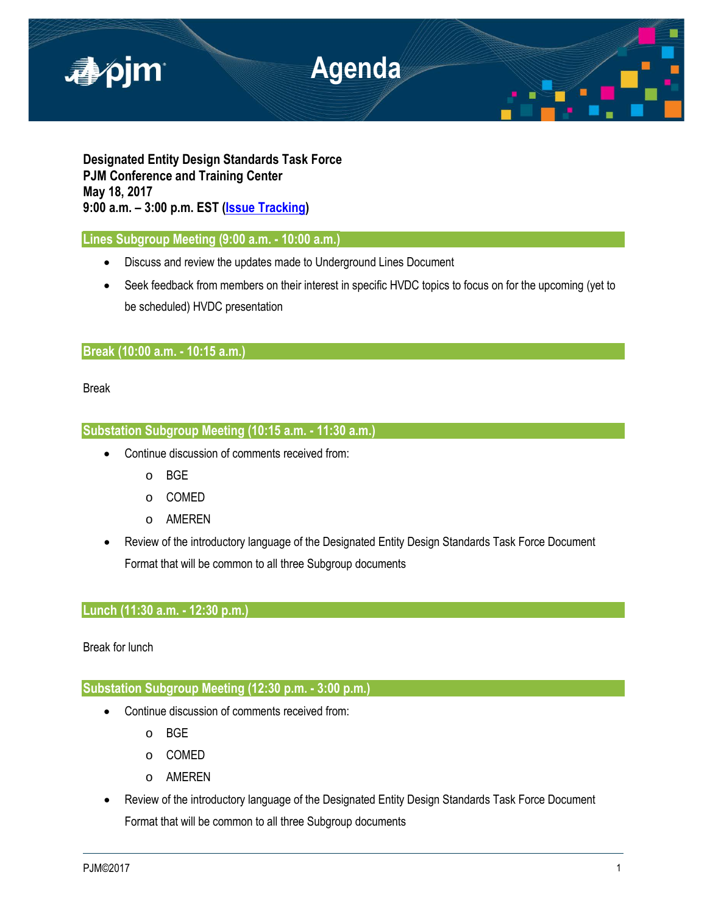# Agenda

**Designated Entity Design Standards Task Force**
**PJM Conference and Training Center**
**May 18, 2017**
**9:00 a.m. – 3:00 p.m. EST (Issue Tracking)**

## Lines Subgroup Meeting (9:00 a.m. - 10:00 a.m.)

- Discuss and review the updates made to Underground Lines Document
- Seek feedback from members on their interest in specific HVDC topics to focus on for the upcoming (yet to be scheduled) HVDC presentation

## Break (10:00 a.m. - 10:15 a.m.)

Break

## Substation Subgroup Meeting (10:15 a.m. - 11:30 a.m.)

- Continue discussion of comments received from:
  - BGE
  - COMED
  - AMEREN
- Review of the introductory language of the Designated Entity Design Standards Task Force Document Format that will be common to all three Subgroup documents

## Lunch (11:30 a.m. - 12:30 p.m.)

Break for lunch

## Substation Subgroup Meeting (12:30 p.m. - 3:00 p.m.)

- Continue discussion of comments received from:
  - BGE
  - COMED
  - AMEREN
- Review of the introductory language of the Designated Entity Design Standards Task Force Document Format that will be common to all three Subgroup documents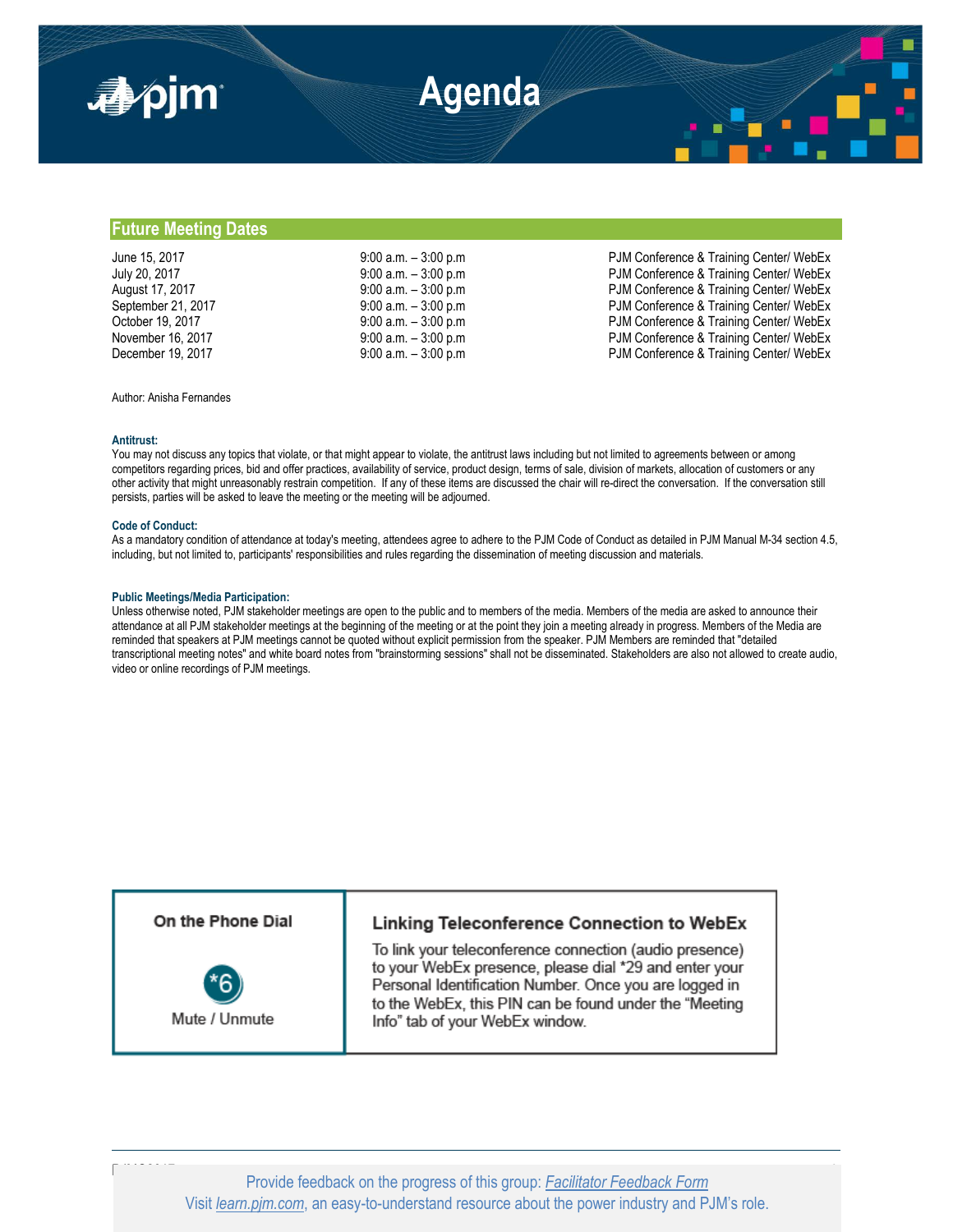# Agenda

## Future Meeting Dates

| | | |
|---|---|---|
| June 15, 2017 | 9:00 a.m. – 3:00 p.m | PJM Conference & Training Center/ WebEx |
| July 20, 2017 | 9:00 a.m. – 3:00 p.m | PJM Conference & Training Center/ WebEx |
| August 17, 2017 | 9:00 a.m. – 3:00 p.m | PJM Conference & Training Center/ WebEx |
| September 21, 2017 | 9:00 a.m. – 3:00 p.m | PJM Conference & Training Center/ WebEx |
| October 19, 2017 | 9:00 a.m. – 3:00 p.m | PJM Conference & Training Center/ WebEx |
| November 16, 2017 | 9:00 a.m. – 3:00 p.m | PJM Conference & Training Center/ WebEx |
| December 19, 2017 | 9:00 a.m. – 3:00 p.m | PJM Conference & Training Center/ WebEx |

Author: Anisha Fernandes

**Antitrust:**
You may not discuss any topics that violate, or that might appear to violate, the antitrust laws including but not limited to agreements between or among competitors regarding prices, bid and offer practices, availability of service, product design, terms of sale, division of markets, allocation of customers or any other activity that might unreasonably restrain competition. If any of these items are discussed the chair will re-direct the conversation. If the conversation still persists, parties will be asked to leave the meeting or the meeting will be adjourned.

**Code of Conduct:**
As a mandatory condition of attendance at today's meeting, attendees agree to adhere to the PJM Code of Conduct as detailed in PJM Manual M-34 section 4.5, including, but not limited to, participants' responsibilities and rules regarding the dissemination of meeting discussion and materials.

**Public Meetings/Media Participation:**
Unless otherwise noted, PJM stakeholder meetings are open to the public and to members of the media. Members of the media are asked to announce their attendance at all PJM stakeholder meetings at the beginning of the meeting or at the point they join a meeting already in progress. Members of the Media are reminded that speakers at PJM meetings cannot be quoted without explicit permission from the speaker. PJM Members are reminded that "detailed transcriptional meeting notes" and white board notes from "brainstorming sessions" shall not be disseminated. Stakeholders are also not allowed to create audio, video or online recordings of PJM meetings.

**On the Phone Dial**

*6

Mute / Unmute

**Linking Teleconference Connection to WebEx**

To link your teleconference connection (audio presence) to your WebEx presence, please dial *29 and enter your Personal Identification Number. Once you are logged in to the WebEx, this PIN can be found under the "Meeting Info" tab of your WebEx window.

Provide feedback on the progress of this group: *Facilitator Feedback Form*

Visit *learn.pjm.com*, an easy-to-understand resource about the power industry and PJM's role.